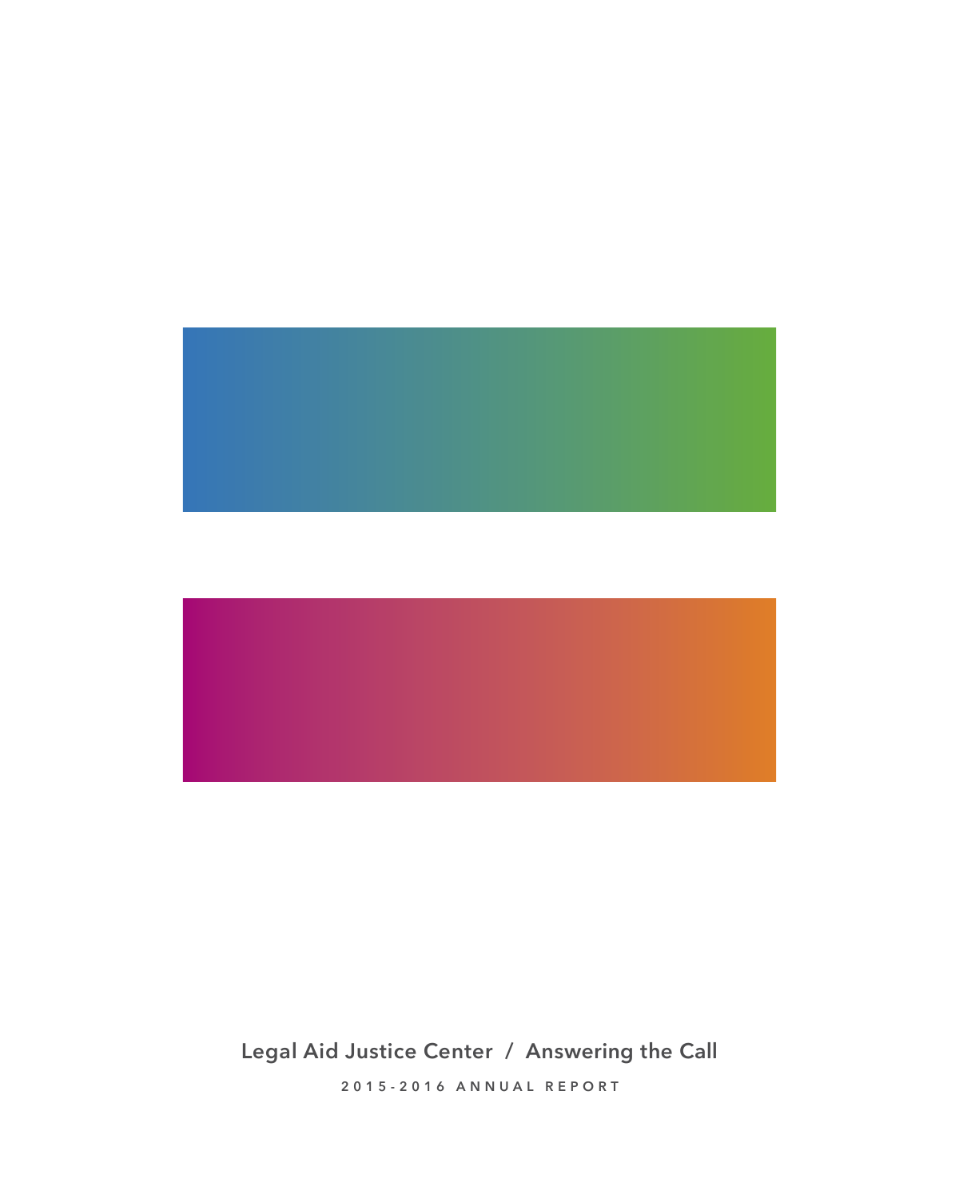# Legal Aid Justice Center / Answering the Call

2015-2016 ANNUAL REPORT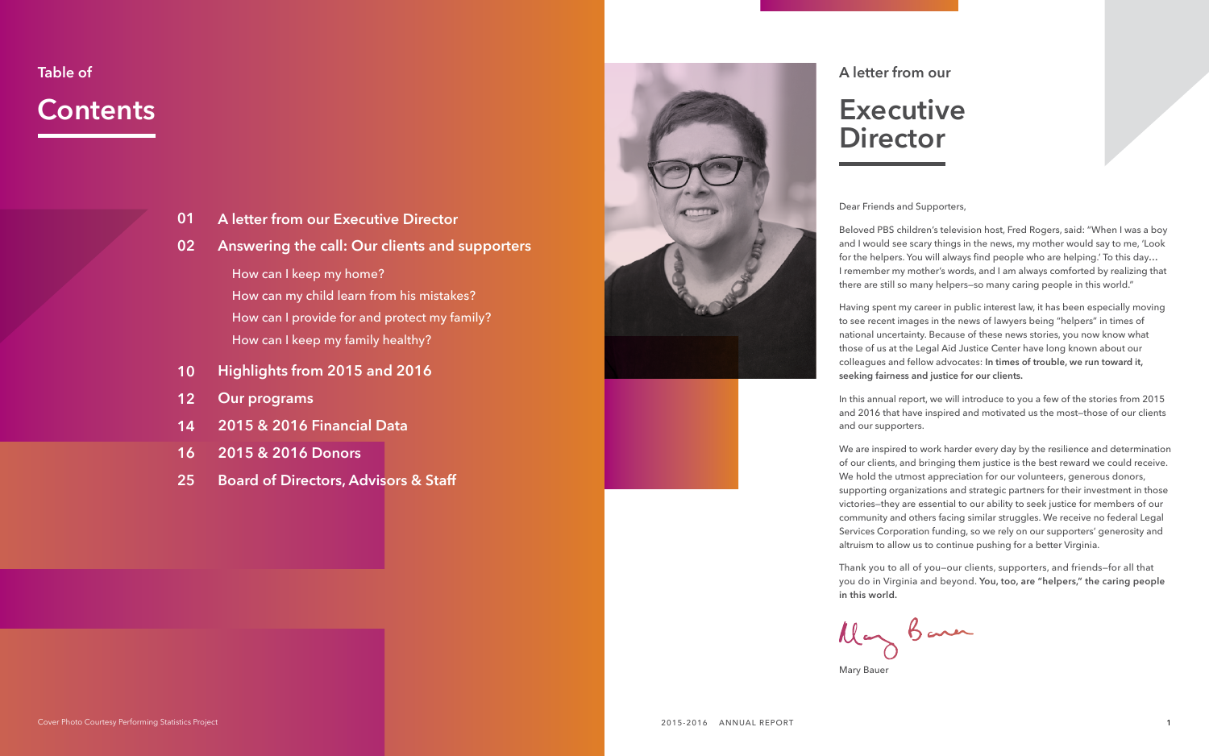## Table of

# Contents

01 A letter from our Executive Director

02 Answering the call: Our clients and supporters

- How can I keep my home?
- How can my child learn from his mistakes?
- How can I provide for and protect my family?
- How can I keep my family healthy?

10 Highlights from 2015 and 2016

12 Our programs

14 2015 & 2016 Financial Data

16 2015 & 2016 Donors

25 Board of Directors, Advisors & Staff

Cover Photo Courtesy Performing Statistics Project

## A letter from our

# Executive Director

Dear Friends and Supporters,

Beloved PBS children's television host, Fred Rogers, said: "When I was a boy and I would see scary things in the news, my mother would say to me, 'Look for the helpers. You will always find people who are helping.' To this day… I remember my mother's words, and I am always comforted by realizing that there are still so many helpers—so many caring people in this world."

Having spent my career in public interest law, it has been especially moving to see recent images in the news of lawyers being "helpers" in times of national uncertainty. Because of these news stories, you now know what those of us at the Legal Aid Justice Center have long known about our colleagues and fellow advocates: **In times of trouble, we run toward it, seeking fairness and justice for our clients.**

In this annual report, we will introduce to you a few of the stories from 2015 and 2016 that have inspired and motivated us the most—those of our clients and our supporters.

We are inspired to work harder every day by the resilience and determination of our clients, and bringing them justice is the best reward we could receive. We hold the utmost appreciation for our volunteers, generous donors, supporting organizations and strategic partners for their investment in those victories—they are essential to our ability to seek justice for members of our community and others facing similar struggles. We receive no federal Legal Services Corporation funding, so we rely on our supporters' generosity and altruism to allow us to continue pushing for a better Virginia.

Thank you to all of you—our clients, supporters, and friends—for all that you do in Virginia and beyond. **You, too, are "helpers," the caring people in this world.**

Mary Bauer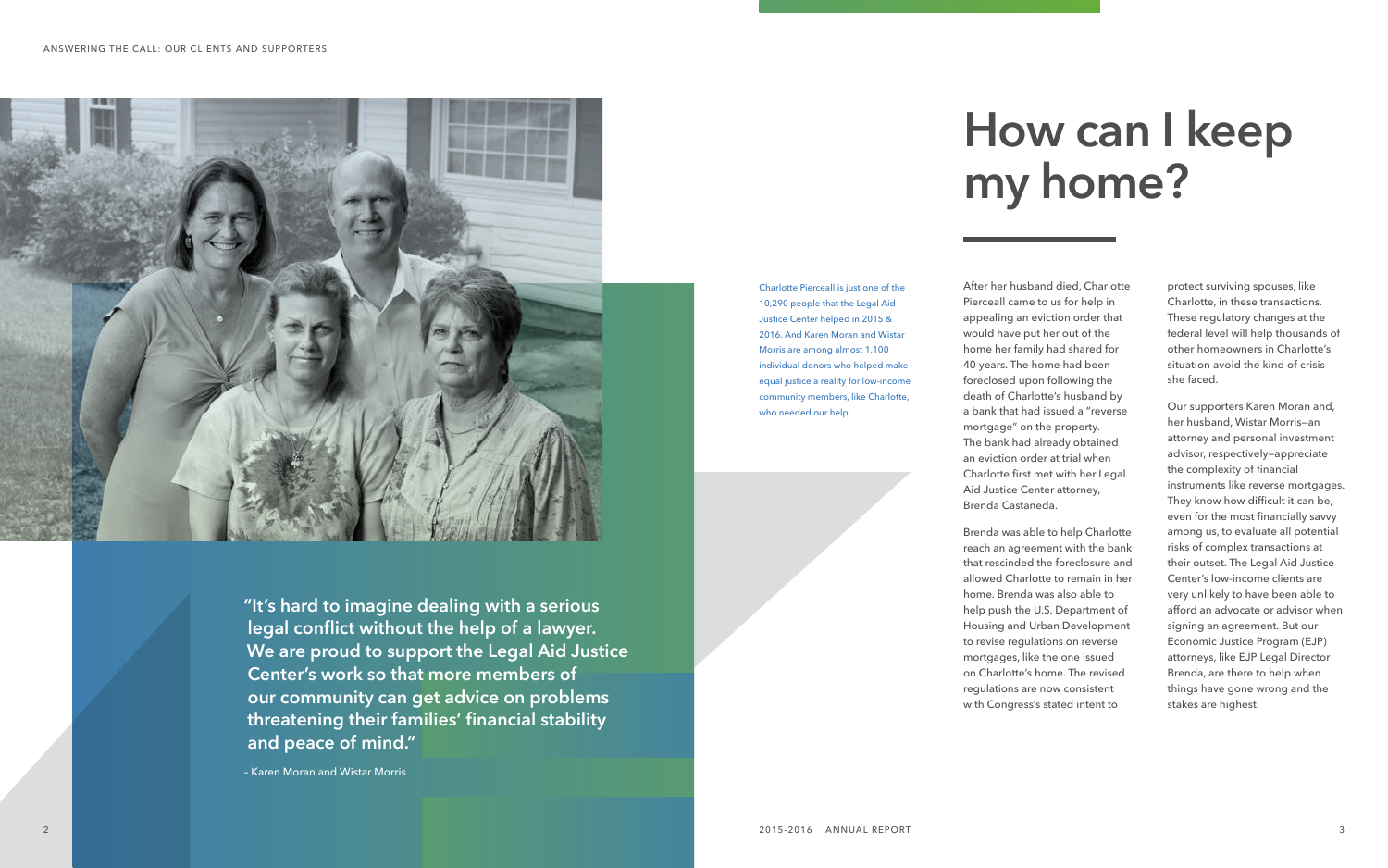# How can I keep my home?

"It's hard to imagine dealing with a serious legal conflict without the help of a lawyer. We are proud to support the Legal Aid Justice Center's work so that more members of our community can get advice on problems threatening their families' financial stability and peace of mind."

– Karen Moran and Wistar Morris

Charlotte Pierceall is just one of the 10,290 people that the Legal Aid Justice Center helped in 2015 & 2016. And Karen Moran and Wistar Morris are among almost 1,100 individual donors who helped make equal justice a reality for low-income community members, like Charlotte, who needed our help.

After her husband died, Charlotte Pierceall came to us for help in appealing an eviction order that would have put her out of the home her family had shared for 40 years. The home had been foreclosed upon following the death of Charlotte's husband by a bank that had issued a "reverse mortgage" on the property. The bank had already obtained an eviction order at trial when Charlotte first met with her Legal Aid Justice Center attorney, Brenda Castañeda.

Brenda was able to help Charlotte reach an agreement with the bank that rescinded the foreclosure and allowed Charlotte to remain in her home. Brenda was also able to help push the U.S. Department of Housing and Urban Development to revise regulations on reverse mortgages, like the one issued on Charlotte's home. The revised regulations are now consistent with Congress's stated intent to protect surviving spouses, like Charlotte, in these transactions. These regulatory changes at the federal level will help thousands of other homeowners in Charlotte's situation avoid the kind of crisis she faced.

Our supporters Karen Moran and, her husband, Wistar Morris—an attorney and personal investment advisor, respectively—appreciate the complexity of financial instruments like reverse mortgages. They know how difficult it can be, even for the most financially savvy among us, to evaluate all potential risks of complex transactions at their outset. The Legal Aid Justice Center's low-income clients are very unlikely to have been able to afford an advocate or advisor when signing an agreement. But our Economic Justice Program (EJP) attorneys, like EJP Legal Director Brenda, are there to help when things have gone wrong and the stakes are highest.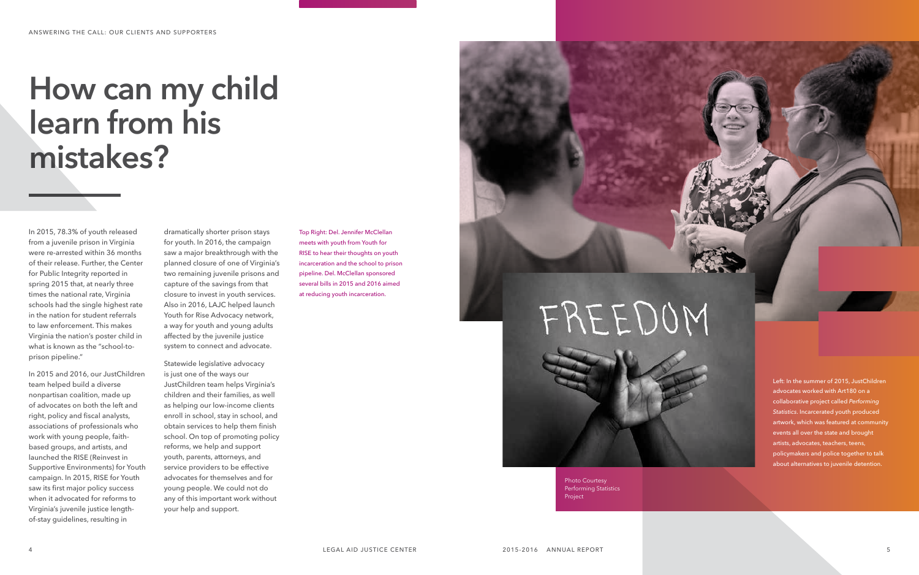ANSWERING THE CALL: OUR CLIENTS AND SUPPORTERS

# How can my child learn from his mistakes?

In 2015, 78.3% of youth released from a juvenile prison in Virginia were re-arrested within 36 months of their release. Further, the Center for Public Integrity reported in spring 2015 that, at nearly three times the national rate, Virginia schools had the single highest rate in the nation for student referrals to law enforcement. This makes Virginia the nation's poster child in what is known as the "school-to-prison pipeline."

In 2015 and 2016, our JustChildren team helped build a diverse nonpartisan coalition, made up of advocates on both the left and right, policy and fiscal analysts, associations of professionals who work with young people, faith-based groups, and artists, and launched the RISE (Reinvest in Supportive Environments) for Youth campaign. In 2015, RISE for Youth saw its first major policy success when it advocated for reforms to Virginia's juvenile justice length-of-stay guidelines, resulting in dramatically shorter prison stays for youth. In 2016, the campaign saw a major breakthrough with the planned closure of one of Virginia's two remaining juvenile prisons and capture of the savings from that closure to invest in youth services. Also in 2016, LAJC helped launch Youth for Rise Advocacy network, a way for youth and young adults affected by the juvenile justice system to connect and advocate.

Statewide legislative advocacy is just one of the ways our JustChildren team helps Virginia's children and their families, as well as helping our low-income clients enroll in school, stay in school, and obtain services to help them finish school. On top of promoting policy reforms, we help and support youth, parents, attorneys, and service providers to be effective advocates for themselves and for young people. We could not do any of this important work without your help and support.

Top Right: Del. Jennifer McClellan meets with youth from Youth for RISE to hear their thoughts on youth incarceration and the school to prison pipeline. Del. McClellan sponsored several bills in 2015 and 2016 aimed at reducing youth incarceration.

Left: In the summer of 2015, JustChildren advocates worked with Art180 on a collaborative project called *Performing Statistics*. Incarcerated youth produced artwork, which was featured at community events all over the state and brought artists, advocates, teachers, teens, policymakers and police together to talk about alternatives to juvenile detention.

Photo Courtesy Performing Statistics Project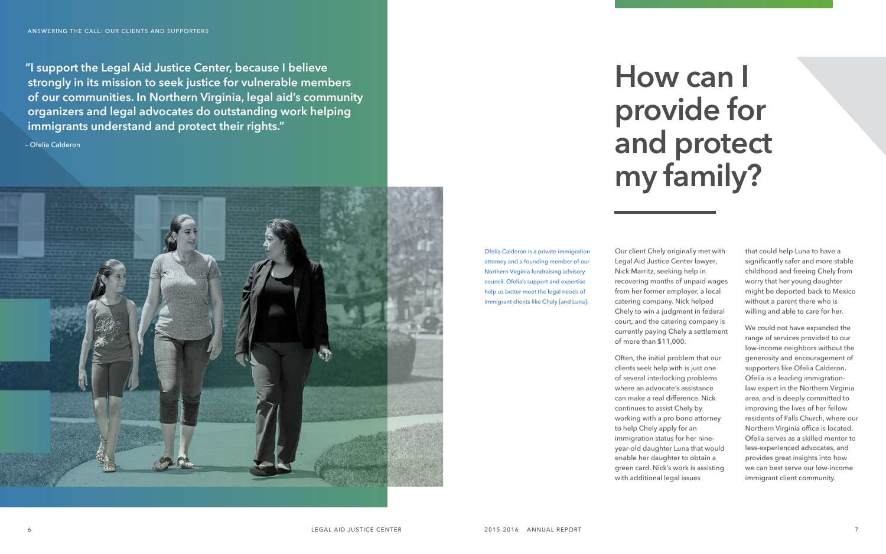ANSWERING THE CALL: OUR CLIENTS AND SUPPORTERS

**"I support the Legal Aid Justice Center, because I believe strongly in its mission to seek justice for vulnerable members of our communities. In Northern Virginia, legal aid's community organizers and legal advocates do outstanding work helping immigrants understand and protect their rights."**

– Ofelia Calderon

# How can I provide for and protect my family?

Ofelia Calderon is a private immigration attorney and a founding member of our Northern Virginia fundraising advisory council. Ofelia's support and expertise help us better meet the legal needs of immigrant clients like Chely [and Luna].

Our client Chely originally met with Legal Aid Justice Center lawyer, Nick Marritz, seeking help in recovering months of unpaid wages from her former employer, a local catering company. Nick helped Chely to win a judgment in federal court, and the catering company is currently paying Chely a settlement of more than $11,000.

Often, the initial problem that our clients seek help with is just one of several interlocking problems where an advocate's assistance can make a real difference. Nick continues to assist Chely by working with a pro bono attorney to help Chely apply for an immigration status for her nine-year-old daughter Luna that would enable her daughter to obtain a green card. Nick's work is assisting with additional legal issues that could help Luna to have a significantly safer and more stable childhood and freeing Chely from worry that her young daughter might be deported back to Mexico without a parent there who is willing and able to care for her.

We could not have expanded the range of services provided to our low-income neighbors without the generosity and encouragement of supporters like Ofelia Calderon. Ofelia is a leading immigration-law expert in the Northern Virginia area, and is deeply committed to improving the lives of her fellow residents of Falls Church, where our Northern Virginia office is located. Ofelia serves as a skilled mentor to less-experienced advocates, and provides great insights into how we can best serve our low-income immigrant client community.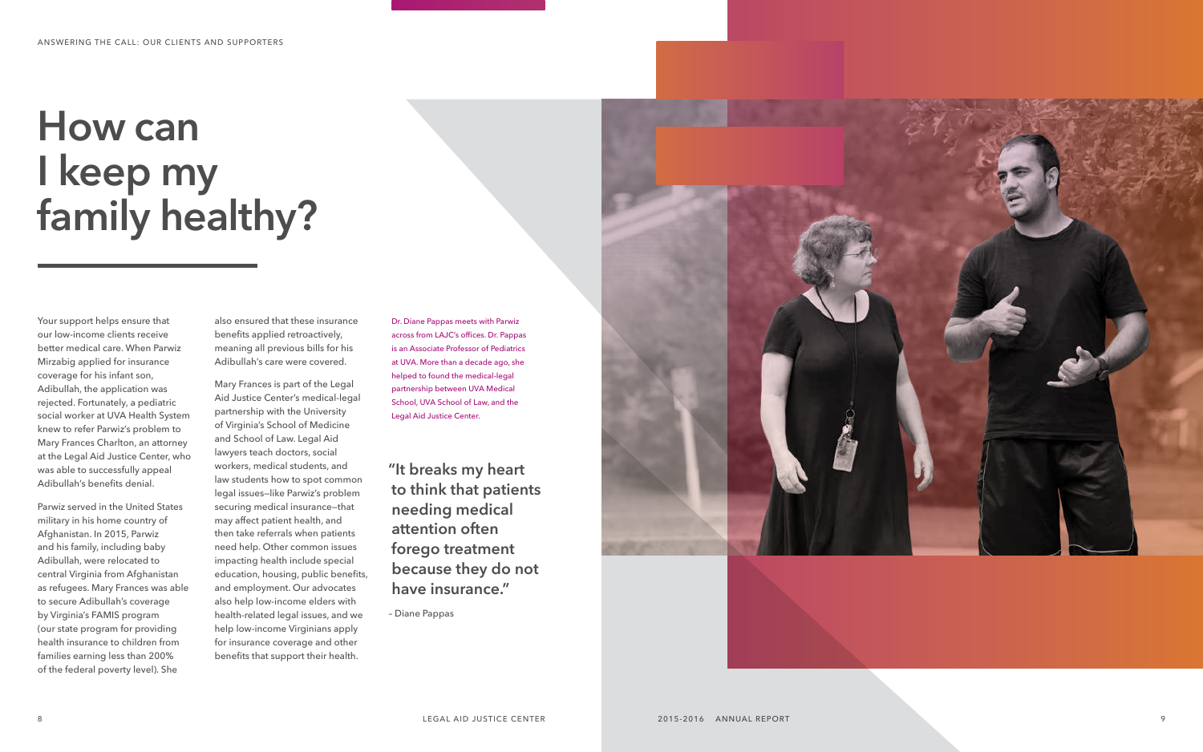# How can I keep my family healthy?

Your support helps ensure that our low-income clients receive better medical care. When Parwiz Mirzabig applied for insurance coverage for his infant son, Adibullah, the application was rejected. Fortunately, a pediatric social worker at UVA Health System knew to refer Parwiz's problem to Mary Frances Charlton, an attorney at the Legal Aid Justice Center, who was able to successfully appeal Adibullah's benefits denial.

Parwiz served in the United States military in his home country of Afghanistan. In 2015, Parwiz and his family, including baby Adibullah, were relocated to central Virginia from Afghanistan as refugees. Mary Frances was able to secure Adibullah's coverage by Virginia's FAMIS program (our state program for providing health insurance to children from families earning less than 200% of the federal poverty level). She also ensured that these insurance benefits applied retroactively, meaning all previous bills for his Adibullah's care were covered.

Mary Frances is part of the Legal Aid Justice Center's medical-legal partnership with the University of Virginia's School of Medicine and School of Law. Legal Aid lawyers teach doctors, social workers, medical students, and law students how to spot common legal issues—like Parwiz's problem securing medical insurance—that may affect patient health, and then take referrals when patients need help. Other common issues impacting health include special education, housing, public benefits, and employment. Our advocates also help low-income elders with health-related legal issues, and we help low-income Virginians apply for insurance coverage and other benefits that support their health.

Dr. Diane Pappas meets with Parwiz across from LAJC's offices. Dr. Pappas is an Associate Professor of Pediatrics at UVA. More than a decade ago, she helped to found the medical-legal partnership between UVA Medical School, UVA School of Law, and the Legal Aid Justice Center.

> **"It breaks my heart to think that patients needing medical attention often forego treatment because they do not have insurance."**
>
> – Diane Pappas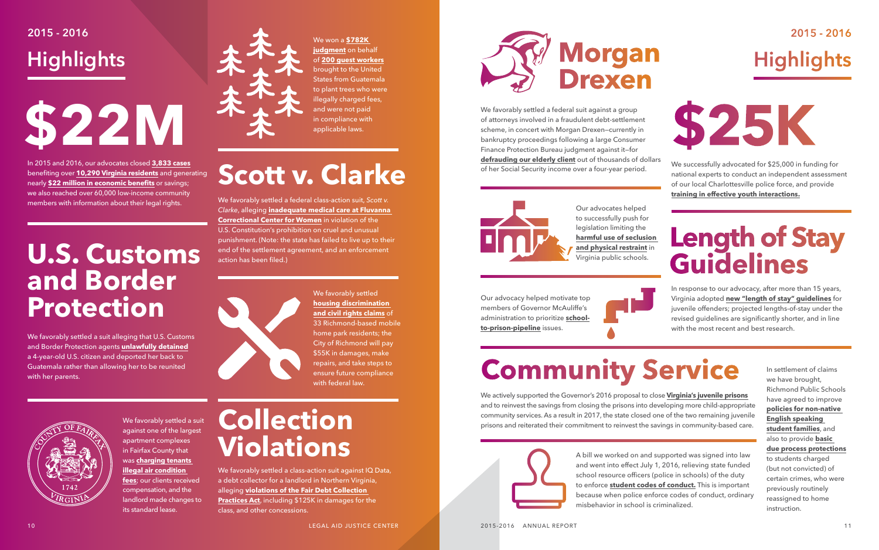## 2015 - 2016

# Highlights

# $22M

In 2015 and 2016, our advocates closed **3,833 cases** benefiting over **10,290 Virginia residents** and generating nearly **$22 million in economic benefits** or savings; we also reached over 60,000 low-income community members with information about their legal rights.

# U.S. Customs and Border Protection

We favorably settled a suit alleging that U.S. Customs and Border Protection agents **unlawfully detained** a 4-year-old U.S. citizen and deported her back to Guatemala rather than allowing her to be reunited with her parents.

We favorably settled a suit against one of the largest apartment complexes in Fairfax County that was **charging tenants illegal air condition fees**; our clients received compensation, and the landlord made changes to its standard lease.

We won a **$782K judgment** on behalf of **200 guest workers** brought to the United States from Guatemala to plant trees who were illegally charged fees, and were not paid in compliance with applicable laws.

# Scott v. Clarke

We favorably settled a federal class-action suit, *Scott v. Clarke*, alleging **inadequate medical care at Fluvanna Correctional Center for Women** in violation of the U.S. Constitution's prohibition on cruel and unusual punishment. (Note: the state has failed to live up to their end of the settlement agreement, and an enforcement action has been filed.)

We favorably settled **housing discrimination and civil rights claims** of 33 Richmond-based mobile home park residents; the City of Richmond will pay $55K in damages, make repairs, and take steps to ensure future compliance with federal law.

# Collection Violations

We favorably settled a class-action suit against IQ Data, a debt collector for a landlord in Northern Virginia, alleging **violations of the Fair Debt Collection Practices Act**, including $125K in damages for the class, and other concessions.

# Morgan Drexen

We favorably settled a federal suit against a group of attorneys involved in a fraudulent debt-settlement scheme, in concert with Morgan Drexen—currently in bankruptcy proceedings following a large Consumer Finance Protection Bureau judgment against it—for **defrauding our elderly client** out of thousands of dollars of her Social Security income over a four-year period.

Our advocates helped to successfully push for legislation limiting the **harmful use of seclusion and physical restraint** in Virginia public schools.

Our advocacy helped motivate top members of Governor McAuliffe's administration to prioritize **school-to-prison-pipeline** issues.

## 2015 - 2016

# Highlights

# $25K

We successfully advocated for $25,000 in funding for national experts to conduct an independent assessment of our local Charlottesville police force, and provide **training in effective youth interactions.**

# Length of Stay Guidelines

In response to our advocacy, after more than 15 years, Virginia adopted **new "length of stay" guidelines** for juvenile offenders; projected lengths-of-stay under the revised guidelines are significantly shorter, and in line with the most recent and best research.

# Community Service

We actively supported the Governor's 2016 proposal to close **Virginia's juvenile prisons** and to reinvest the savings from closing the prisons into developing more child-appropriate community services. As a result in 2017, the state closed one of the two remaining juvenile prisons and reiterated their commitment to reinvest the savings in community-based care.

A bill we worked on and supported was signed into law and went into effect July 1, 2016, relieving state funded school resource officers (police in schools) of the duty to enforce **student codes of conduct.** This is important because when police enforce codes of conduct, ordinary misbehavior in school is criminalized.

In settlement of claims we have brought, Richmond Public Schools have agreed to improve **policies for non-native English speaking student families**, and also to provide **basic due process protections** to students charged (but not convicted) of certain crimes, who were previously routinely reassigned to home instruction.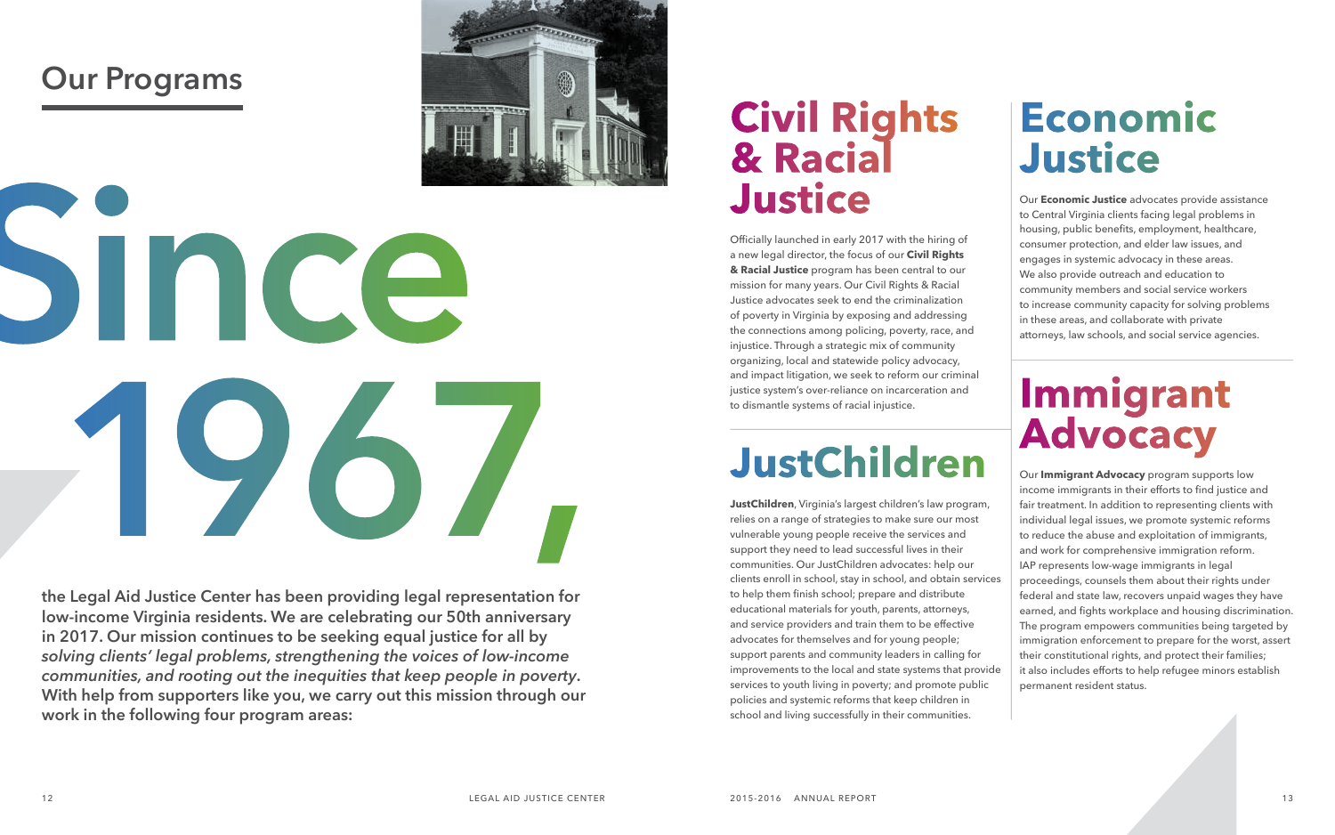## Our Programs

# Since 1967,

**the Legal Aid Justice Center has been providing legal representation for low-income Virginia residents. We are celebrating our 50th anniversary in 2017. Our mission continues to be seeking equal justice for all by *solving clients' legal problems, strengthening the voices of low-income communities, and rooting out the inequities that keep people in poverty*. With help from supporters like you, we carry out this mission through our work in the following four program areas:**

# Civil Rights & Racial Justice

Officially launched in early 2017 with the hiring of a new legal director, the focus of our **Civil Rights & Racial Justice** program has been central to our mission for many years. Our Civil Rights & Racial Justice advocates seek to end the criminalization of poverty in Virginia by exposing and addressing the connections among policing, poverty, race, and injustice. Through a strategic mix of community organizing, local and statewide policy advocacy, and impact litigation, we seek to reform our criminal justice system's over-reliance on incarceration and to dismantle systems of racial injustice.

# JustChildren

**JustChildren**, Virginia's largest children's law program, relies on a range of strategies to make sure our most vulnerable young people receive the services and support they need to lead successful lives in their communities. Our JustChildren advocates: help our clients enroll in school, stay in school, and obtain services to help them finish school; prepare and distribute educational materials for youth, parents, attorneys, and service providers and train them to be effective advocates for themselves and for young people; support parents and community leaders in calling for improvements to the local and state systems that provide services to youth living in poverty; and promote public policies and systemic reforms that keep children in school and living successfully in their communities.

# Economic Justice

Our **Economic Justice** advocates provide assistance to Central Virginia clients facing legal problems in housing, public benefits, employment, healthcare, consumer protection, and elder law issues, and engages in systemic advocacy in these areas. We also provide outreach and education to community members and social service workers to increase community capacity for solving problems in these areas, and collaborate with private attorneys, law schools, and social service agencies.

# Immigrant Advocacy

Our **Immigrant Advocacy** program supports low income immigrants in their efforts to find justice and fair treatment. In addition to representing clients with individual legal issues, we promote systemic reforms to reduce the abuse and exploitation of immigrants, and work for comprehensive immigration reform. IAP represents low-wage immigrants in legal proceedings, counsels them about their rights under federal and state law, recovers unpaid wages they have earned, and fights workplace and housing discrimination. The program empowers communities being targeted by immigration enforcement to prepare for the worst, assert their constitutional rights, and protect their families; it also includes efforts to help refugee minors establish permanent resident status.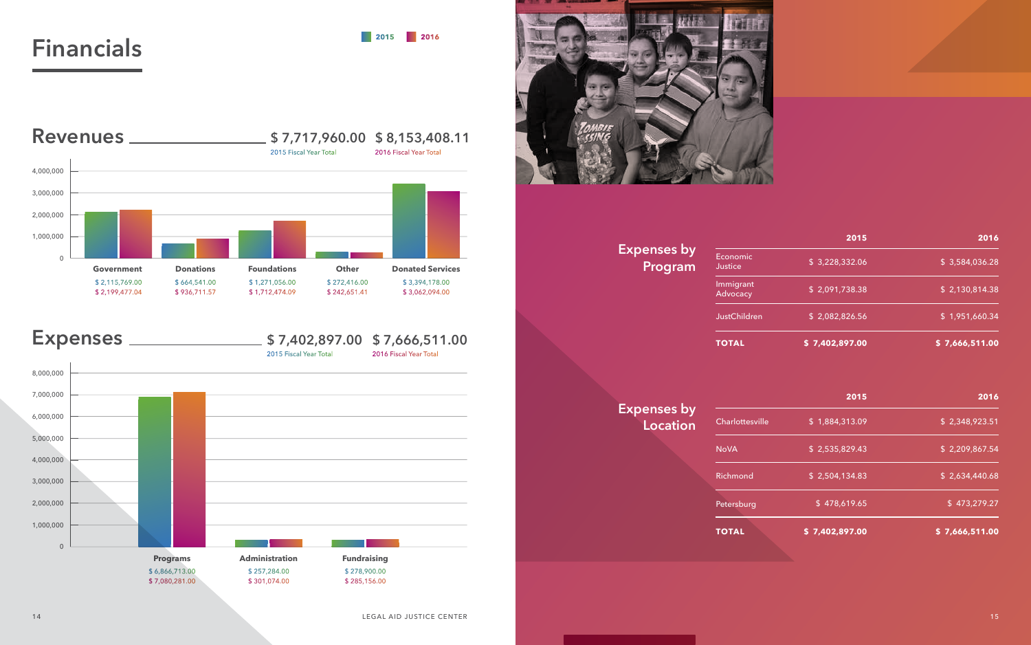# Financials

2015 2016

## Revenues

$ 7,717,960.00
2015 Fiscal Year Total

$ 8,153,408.11
2016 Fiscal Year Total

4,000,000
3,000,000
2,000,000
1,000,000
0

Government
$ 2,115,769.00
$ 2,199,477.04

Donations
$ 664,541.00
$ 936,711.57

Foundations
$ 1,271,056.00
$ 1,712,474.09

Other
$ 272,416.00
$ 242,651.41

Donated Services
$ 3,394,178.00
$ 3,062,094.00

## Expenses

$ 7,402,897.00
2015 Fiscal Year Total

$ 7,666,511.00
2016 Fiscal Year Total

8,000,000
7,000,000
6,000,000
5,000,000
4,000,000
3,000,000
2,000,000
1,000,000
0

Programs
$ 6,866,713.00
$ 7,080,281.00

Administration
$ 257,284.00
$ 301,074.00

Fundraising
$ 278,900.00
$ 285,156.00

### Expenses by Program

| | 2015 | 2016 |
|---|---|---|
| Economic Justice | $ 3,228,332.06 | $ 3,584,036.28 |
| Immigrant Advocacy | $ 2,091,738.38 | $ 2,130,814.38 |
| JustChildren | $ 2,082,826.56 | $ 1,951,660.34 |
| **TOTAL** | **$ 7,402,897.00** | **$ 7,666,511.00** |

### Expenses by Location

| | 2015 | 2016 |
|---|---|---|
| Charlottesville | $ 1,884,313.09 | $ 2,348,923.51 |
| NoVA | $ 2,535,829.43 | $ 2,209,867.54 |
| Richmond | $ 2,504,134.83 | $ 2,634,440.68 |
| Petersburg | $ 478,619.65 | $ 473,279.27 |
| **TOTAL** | **$ 7,402,897.00** | **$ 7,666,511.00** |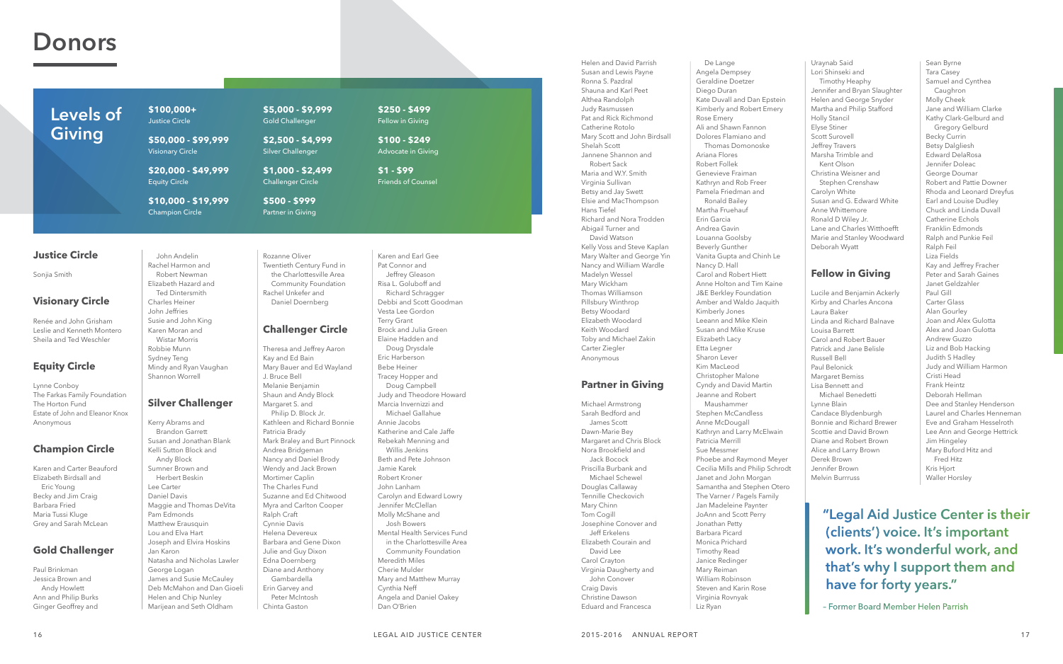# Donors

## Levels of Giving

**$100,000+**
Justice Circle

**$50,000 - $99,999**
Visionary Circle

**$20,000 - $49,999**
Equity Circle

**$10,000 - $19,999**
Champion Circle

**$5,000 - $9,999**
Gold Challenger

**$2,500 - $4,999**
Silver Challenger

**$1,000 - $2,499**
Challenger Circle

**$500 - $999**
Partner in Giving

**$250 - $499**
Fellow in Giving

**$100 - $249**
Advocate in Giving

**$1 - $99**
Friends of Counsel

## Justice Circle

Sonjia Smith

## Visionary Circle

Renée and John Grisham
Leslie and Kenneth Montero
Sheila and Ted Weschler

## Equity Circle

Lynne Conboy
The Farkas Family Foundation
The Horton Fund
Estate of John and Eleanor Knox
Anonymous

## Champion Circle

Karen and Carter Beauford
Elizabeth Birdsall and Eric Young
Becky and Jim Craig
Barbara Fried
Maria Tussi Kluge
Grey and Sarah McLean

## Gold Challenger

Paul Brinkman
Jessica Brown and Andy Howlett
Ann and Philip Burks
Ginger Geoffrey and John Andelin
Rachel Harmon and Robert Newman
Elizabeth Hazard and Ted Dintersmith
Charles Heiner
John Jeffries
Susie and John King
Karen Moran and Wistar Morris
Robbie Munn
Sydney Teng
Mindy and Ryan Vaughan
Shannon Worrell

## Silver Challenger

Kerry Abrams and Brandon Garrett
Susan and Jonathan Blank
Kelli Sutton Block and Andy Block
Sumner Brown and Herbert Beskin
Lee Carter
Daniel Davis
Maggie and Thomas DeVita
Pam Edmonds
Matthew Erausquin
Lou and Elva Hart
Joseph and Elvira Hoskins
Jan Karon
Natasha and Nicholas Lawler
George Logan
James and Susie McCauley
Deb McMahon and Dan Gioeli
Helen and Chip Nunley
Marijean and Seth Oldham
Rozanne Oliver
Twentieth Century Fund in the Charlottesville Area Community Foundation
Rachel Unkefer and Daniel Doernberg

## Challenger Circle

Theresa and Jeffrey Aaron
Kay and Ed Bain
Mary Bauer and Ed Wayland
J. Bruce Bell
Melanie Benjamin
Shaun and Andy Block
Margaret S. and Philip D. Block Jr.
Kathleen and Richard Bonnie
Patricia Brady
Mark Braley and Burt Pinnock
Andrea Bridgeman
Nancy and Daniel Brody
Wendy and Jack Brown
Mortimer Caplin
The Charles Fund
Suzanne and Ed Chitwood
Myra and Carlton Cooper
Ralph Craft
Cynnie Davis
Helena Devereux
Barbara and Gene Dixon
Julie and Guy Dixon
Edna Doernberg
Diane and Anthony Gambardella
Erin Garvey and Peter McIntosh
Chinta Gaston
Karen and Earl Gee
Pat Connor and Jeffrey Gleason
Risa L. Goluboff and Richard Schragger
Debbi and Scott Goodman
Vesta Lee Gordon
Terry Grant
Brock and Julia Green
Elaine Hadden and Doug Drysdale
Eric Harberson
Bebe Heiner
Tracey Hopper and Doug Campbell
Judy and Theodore Howard
Marcia Invernizzi and Michael Gallahue
Annie Jacobs
Katherine and Cale Jaffe
Rebekah Menning and Willis Jenkins
Beth and Pete Johnson
Jamie Karek
Robert Kroner
John Lanham
Carolyn and Edward Lowry
Jennifer McClellan
Molly McShane and Josh Bowers
Mental Health Services Fund in the Charlottesville Area Community Foundation
Meredith Miles
Cherie Mulder
Mary and Matthew Murray
Cynthia Neff
Angela and Daniel Oakey
Dan O'Brien
Helen and David Parrish
Susan and Lewis Payne
Ronna S. Pazdral
Shauna and Karl Peet
Althea Randolph
Judy Rasmussen
Pat and Rick Richmond
Catherine Rotolo
Mary Scott and John Birdsall
Shelah Scott
Jannene Shannon and Robert Sack
Maria and W.Y. Smith
Virginia Sullivan
Betsy and Jay Swett
Elsie and MacThompson
Hans Tiefel
Richard and Nora Trodden
Abigail Turner and David Watson
Kelly Voss and Steve Kaplan
Mary Walter and George Yin
Nancy and William Wardle
Madelyn Wessel
Mary Wickham
Thomas Williamson
Pillsbury Winthrop
Betsy Woodard
Elizabeth Woodard
Keith Woodard
Toby and Michael Zakin
Carter Ziegler
Anonymous

## Partner in Giving

Michael Armstrong
Sarah Bedford and James Scott
Dawn-Marie Bey
Margaret and Chris Block
Nora Brookfield and Jack Bocock
Priscilla Burbank and Michael Schewel
Douglas Callaway
Tennille Checkovich
Mary Chinn
Tom Cogill
Josephine Conover and Jeff Erkelens
Elizabeth Courain and David Lee
Carol Crayton
Virginia Daugherty and John Conover
Craig Davis
Christine Dawson
Eduard and Francesca De Lange
Angela Dempsey
Geraldine Doetzer
Diego Duran
Kate Duvall and Dan Epstein
Kimberly and Robert Emery
Rose Emery
Ali and Shawn Fannon
Dolores Flamiano and Thomas Domonoske
Ariana Flores
Robert Follek
Genevieve Fraiman
Kathryn and Rob Freer
Pamela Friedman and Ronald Bailey
Martha Fruehauf
Erin Garcia
Andrea Gavin
Louanna Goolsby
Beverly Gunther
Vanita Gupta and Chinh Le
Nancy D. Hall
Carol and Robert Hiett
Anne Holton and Tim Kaine
J&E Berkley Foundation
Amber and Waldo Jaquith
Kimberly Jones
Leeann and Mike Klein
Susan and Mike Kruse
Elizabeth Lacy
Etta Legner
Sharon Lever
Kim MacLeod
Christopher Malone
Cyndy and David Martin
Jeanne and Robert Maushammer
Stephen McCandless
Anne McDougall
Kathryn and Larry McElwain
Patricia Merrill
Sue Messmer
Phoebe and Raymond Meyer
Cecilia Mills and Philip Schrodt
Janet and John Morgan
Samantha and Stephen Otero
The Varner / Pagels Family
Jan Madeleine Paynter
JoAnn and Scott Perry
Jonathan Petty
Barbara Picard
Monica Prichard
Timothy Read
Janice Redinger
Mary Reiman
William Robinson
Steven and Karin Rose
Virginia Rovnyak
Liz Ryan
Uraynab Said
Lori Shinseki and Timothy Heaphy
Jennifer and Bryan Slaughter
Helen and George Snyder
Martha and Philip Stafford
Holly Stancil
Elyse Stiner
Scott Surovell
Jeffrey Travers
Marsha Trimble and Kent Olson
Christina Weisner and Stephen Crenshaw
Carolyn White
Susan and G. Edward White
Anne Whittemore
Ronald D Wiley Jr.
Lane and Charles Witthoefft
Marie and Stanley Woodward
Deborah Wyatt

## Fellow in Giving

Lucile and Benjamin Ackerly
Kirby and Charles Ancona
Laura Baker
Linda and Richard Balnave
Louisa Barrett
Carol and Robert Bauer
Patrick and Jane Belisle
Russell Bell
Paul Belonick
Margaret Bemiss
Lisa Bennett and Michael Benedetti
Lynne Blain
Candace Blydenburgh
Bonnie and Richard Brewer
Scottie and David Brown
Diane and Robert Brown
Alice and Larry Brown
Derek Brown
Jennifer Brown
Melvin Burruss
Sean Byrne
Tara Casey
Samuel and Cynthea Caughron
Molly Cheek
Jane and William Clarke
Kathy Clark-Gelburd and Gregory Gelburd
Becky Currin
Betsy Dalgliesh
Edward DelaRosa
Jennifer Doleac
George Doumar
Robert and Pattie Downer
Rhoda and Leonard Dreyfus
Earl and Louise Dudley
Chuck and Linda Duvall
Catherine Echols
Franklin Edmonds
Ralph and Punkie Feil
Ralph Feil
Liza Fields
Kay and Jeffrey Fracher
Peter and Sarah Gaines
Janet Geldzahler
Paul Gill
Carter Glass
Alan Gourley
Joan and Alex Gulotta
Alex and Joan Gulotta
Andrew Guzzo
Liz and Bob Hacking
Judith S Hadley
Judy and William Harmon
Cristi Head
Frank Heintz
Deborah Hellman
Dee and Stanley Henderson
Laurel and Charles Henneman
Eve and Graham Hesselroth
Lee Ann and George Hettrick
Jim Hingeley
Mary Buford Hitz and Fred Hitz
Kris Hjort
Waller Horsley

> "Legal Aid Justice Center is their (clients') voice. It's important work. It's wonderful work, and that's why I support them and have for forty years."
>
> – Former Board Member Helen Parrish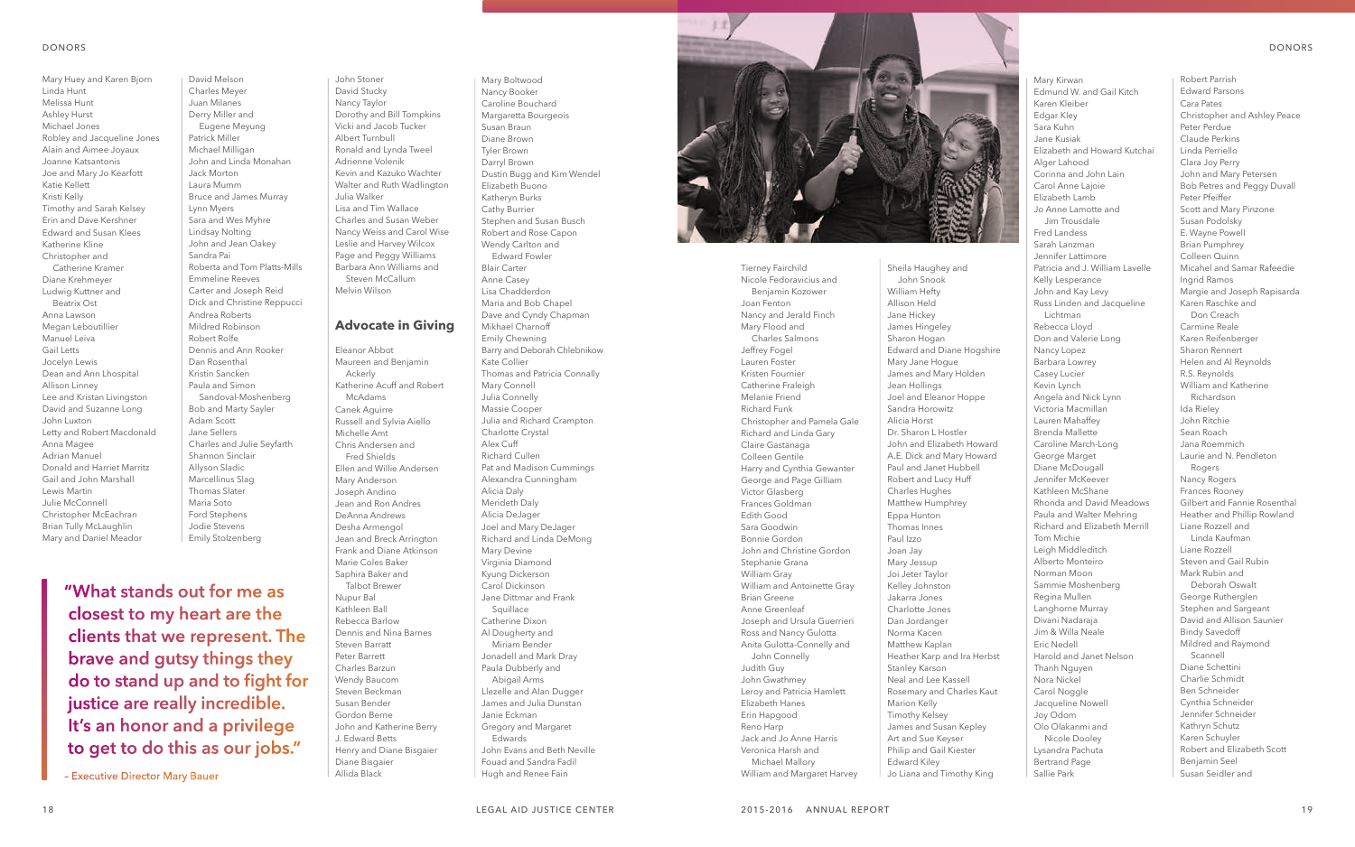Mary Huey and Karen Bjorn
Linda Hunt
Melissa Hunt
Ashley Hurst
Michael Jones
Robley and Jacqueline Jones
Alain and Aimee Joyaux
Joanne Katsantonis
Joe and Mary Jo Kearfott
Katie Kellett
Kristi Kelly
Timothy and Sarah Kelsey
Erin and Dave Kershner
Edward and Susan Klees
Katherine Kline
Christopher and Catherine Kramer
Diane Krehmeyer
Ludwig Kuttner and Beatrix Ost
Anna Lawson
Megan Leboutillier
Manuel Leiva
Gail Letts
Jocelyn Lewis
Dean and Ann Lhospital
Allison Linney
Lee and Kristan Livingston
David and Suzanne Long
John Luxton
Letty and Robert Macdonald
Anna Magee
Adrian Manuel
Donald and Harriet Marritz
Gail and John Marshall
Lewis Martin
Julie McConnell
Christopher McEachran
Brian Tully McLaughlin
Mary and Daniel Meador

David Melson
Charles Meyer
Juan Milanes
Derry Miller and Eugene Meyung
Patrick Miller
Michael Milligan
John and Linda Monahan
Jack Morton
Laura Mumm
Bruce and James Murray
Lynn Myers
Sara and Wes Myhre
Lindsay Nolting
John and Jean Oakey
Sandra Pai
Roberta and Tom Platts-Mills
Emmeline Reeves
Carter and Joseph Reid
Dick and Christine Reppucci
Andrea Roberts
Mildred Robinson
Robert Rolfe
Dennis and Ann Rooker
Dan Rosenthal
Kristin Sancken
Paula and Simon Sandoval-Moshenberg
Bob and Marty Sayler
Adam Scott
Jane Sellers
Charles and Julie Seyfarth
Shannon Sinclair
Allyson Sladic
Marcellinus Slag
Thomas Slater
Maria Soto
Ford Stephens
Jodie Stevens
Emily Stolzenberg

"What stands out for me as closest to my heart are the clients that we represent. The brave and gutsy things they do to stand up and to fight for justice are really incredible. It's an honor and a privilege to get to do this as our jobs."

– Executive Director Mary Bauer

John Stoner
David Stucky
Nancy Taylor
Dorothy and Bill Tompkins
Vicki and Jacob Tucker
Albert Turnbull
Ronald and Lynda Tweel
Adrienne Volenik
Kevin and Kazuko Wachter
Walter and Ruth Wadlington
Julia Walker
Lisa and Tim Wallace
Charles and Susan Weber
Nancy Weiss and Carol Wise
Leslie and Harvey Wilcox
Page and Peggy Williams
Barbara Ann Williams and Steven McCallum
Melvin Wilson

## Advocate in Giving

Eleanor Abbot
Maureen and Benjamin Ackerly
Katherine Acuff and Robert McAdams
Canek Aguirre
Russell and Sylvia Aiello
Michelle Amt
Chris Andersen and Fred Shields
Ellen and Willie Andersen
Mary Anderson
Joseph Andino
Jean and Ron Andres
DeAnna Andrews
Desha Armengol
Jean and Breck Arrington
Frank and Diane Atkinson
Marie Coles Baker
Saphira Baker and Talbot Brewer
Nupur Bal
Kathleen Ball
Rebecca Barlow
Dennis and Nina Barnes
Steven Barratt
Peter Barrett
Charles Barzun
Wendy Baucom
Steven Beckman
Susan Bender
Gordon Berne
John and Katherine Berry
J. Edward Betts
Henry and Diane Bisgaier
Diane Bisgaier
Allida Black

Mary Boltwood
Nancy Booker
Caroline Bouchard
Margaretta Bourgeois
Susan Braun
Diane Brown
Tyler Brown
Darryl Brown
Dustin Bugg and Kim Wendel
Elizabeth Buono
Katheryn Burks
Cathy Burrier
Stephen and Susan Busch
Robert and Rose Capon
Wendy Carlton and Edward Fowler
Blair Carter
Anne Casey
Lisa Chadderdon
Maria and Bob Chapel
Dave and Cyndy Chapman
Mikhael Charnoff
Emily Chewning
Barry and Deborah Chlebnikow
Kate Collier
Thomas and Patricia Connally
Mary Connell
Julia Connelly
Massie Cooper
Julia and Richard Crampton
Charlotte Crystal
Alex Cuff
Richard Cullen
Pat and Madison Cummings
Alexandra Cunningham
Alicia Daly
Merideth Daly
Alicia DeJager
Joel and Mary DeJager
Richard and Linda DeMong
Mary Devine
Virginia Diamond
Kyung Dickerson
Carol Dickinson
Jane Dittmar and Frank Squillace
Catherine Dixon
Al Dougherty and Miriam Bender
Jonadell and Mark Dray
Paula Dubberly and Abigail Arms
Llezelle and Alan Dugger
James and Julia Dunstan
Janie Eckman
Gregory and Margaret Edwards
John Evans and Beth Neville
Fouad and Sandra Fadil
Hugh and Renee Fain

Tierney Fairchild
Nicole Fedoravicius and Benjamin Kozower
Joan Fenton
Nancy and Jerald Finch
Mary Flood and Charles Salmons
Jeffrey Fogel
Lauren Foster
Kristen Fournier
Catherine Fraleigh
Melanie Friend
Richard Funk
Christopher and Pamela Gale
Richard and Linda Gary
Claire Gastanaga
Colleen Gentile
Harry and Cynthia Gewanter
George and Page Gilliam
Victor Glasberg
Frances Goldman
Edith Good
Sara Goodwin
Bonnie Gordon
John and Christine Gordon
Stephanie Grana
William Gray
William and Antoinette Gray
Brian Greene
Anne Greenleaf
Joseph and Ursula Guerrieri
Ross and Nancy Gulotta
Anita Gulotta-Connelly and John Connelly
Judith Guy
John Gwathmey
Leroy and Patricia Hamlett
Elizabeth Hanes
Erin Hapgood
Reno Harp
Jack and Jo Anne Harris
Veronica Harsh and Michael Mallory
William and Margaret Harvey

Sheila Haughey and John Snook
William Hefty
Allison Held
Jane Hickey
James Hingeley
Sharon Hogan
Edward and Diane Hogshire
Mary Jane Hogue
James and Mary Holden
Jean Hollings
Joel and Eleanor Hoppe
Sandra Horowitz
Alicia Horst
Dr. Sharon L Hostler
John and Elizabeth Howard
A.E. Dick and Mary Howard
Paul and Janet Hubbell
Robert and Lucy Huff
Charles Hughes
Matthew Humphrey
Eppa Hunton
Thomas Innes
Paul Izzo
Joan Jay
Mary Jessup
Joi Jeter Taylor
Kelley Johnston
Jakarra Jones
Charlotte Jones
Dan Jordanger
Norma Kacen
Matthew Kaplan
Heather Karp and Ira Herbst
Stanley Karson
Neal and Lee Kassell
Rosemary and Charles Kaut
Marion Kelly
Timothy Kelsey
James and Susan Kepley
Art and Sue Keyser
Philip and Gail Kiester
Edward Kiley
Jo Liana and Timothy King

Mary Kirwan
Edmund W. and Gail Kitch
Karen Kleiber
Edgar Kley
Sara Kuhn
Jane Kusiak
Elizabeth and Howard Kutchai
Alger Lahood
Corinna and John Lain
Carol Anne Lajoie
Elizabeth Lamb
Jo Anne Lamotte and Jim Trousdale
Fred Landess
Sarah Lanzman
Jennifer Lattimore
Patricia and J. William Lavelle
Kelly Lesperance
John and Kay Levy
Russ Linden and Jacqueline Lichtman
Rebecca Lloyd
Don and Valerie Long
Nancy Lopez
Barbara Lowrey
Casey Lucier
Kevin Lynch
Angela and Nick Lynn
Victoria Macmillan
Lauren Mahaffey
Brenda Mallette
Caroline March-Long
George Marget
Diane McDougall
Jennifer McKeever
Kathleen McShane
Rhonda and David Meadows
Paula and Walter Mehring
Richard and Elizabeth Merrill
Tom Michie
Leigh Middleditch
Alberto Monteiro
Norman Moon
Sammie Moshenberg
Regina Mullen
Langhorne Murray
Divani Nadaraja
Jim & Willa Neale
Eric Nedell
Harold and Janet Nelson
Thanh Nguyen
Nora Nickel
Carol Noggle
Jacqueline Nowell
Joy Odom
Olo Olakanmi and Nicole Dooley
Lysandra Pachuta
Bertrand Page
Sallie Park

Robert Parrish
Edward Parsons
Cara Pates
Christopher and Ashley Peace
Peter Perdue
Claude Perkins
Linda Perriello
Clara Joy Perry
John and Mary Petersen
Bob Petres and Peggy Duvall
Peter Pfeiffer
Scott and Mary Pinzone
Susan Podolsky
E. Wayne Powell
Brian Pumphrey
Colleen Quinn
Micahel and Samar Rafeedie
Ingrid Ramos
Margie and Joseph Rapisarda
Karen Raschke and Don Creach
Carmine Reale
Karen Reifenberger
Sharon Rennert
Helen and Al Reynolds
R.S. Reynolds
William and Katherine Richardson
Ida Rieley
John Ritchie
Sean Roach
Jana Roemmich
Laurie and N. Pendleton Rogers
Nancy Rogers
Frances Rooney
Gilbert and Fannie Rosenthal
Heather and Phillip Rowland
Liane Rozzell and Linda Kaufman
Liane Rozzell
Steven and Gail Rubin
Mark Rubin and Deborah Oswalt
George Rutherglen
Stephen and Sargeant
David and Allison Saunier
Bindy Savedoff
Mildred and Raymond Scannell
Diane Schettini
Charlie Schmidt
Ben Schneider
Cynthia Schneider
Jennifer Schneider
Kathryn Schutz
Karen Schuyler
Robert and Elizabeth Scott
Benjamin Seel
Susan Seidler and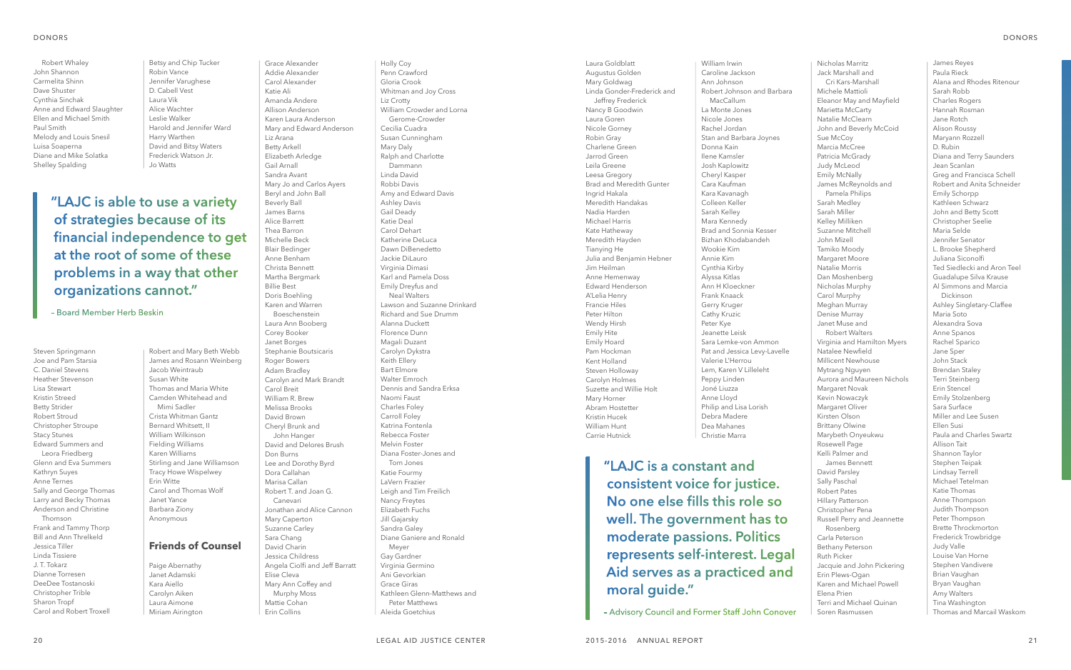Robert Whaley
John Shannon
Carmelita Shinn
Dave Shuster
Cynthia Sinchak
Anne and Edward Slaughter
Ellen and Michael Smith
Paul Smith
Melody and Louis Snesil
Luisa Soaperna
Diane and Mike Solatka
Shelley Spalding

Betsy and Chip Tucker
Robin Vance
Jennifer Varughese
D. Cabell Vest
Laura Vik
Alice Wachter
Leslie Walker
Harold and Jennifer Ward
Harry Warthen
David and Bitsy Waters
Frederick Watson Jr.
Jo Watts

> **"LAJC is able to use a variety of strategies because of its financial independence to get at the root of some of these problems in a way that other organizations cannot."**
>
> – Board Member Herb Beskin

Steven Springmann
Joe and Pam Starsia
C. Daniel Stevens
Heather Stevenson
Lisa Stewart
Kristin Streed
Betty Strider
Robert Stroud
Christopher Stroupe
Stacy Stunes
Edward Summers and Leora Friedberg
Glenn and Eva Summers
Kathryn Suyes
Anne Ternes
Sally and George Thomas
Larry and Becky Thomas
Anderson and Christine Thomson
Frank and Tammy Thorp
Bill and Ann Threlkeld
Jessica Tiller
Linda Tissiere
J. T. Tokarz
Dianne Torresen
DeeDee Tostanoski
Christopher Trible
Sharon Tropf
Carol and Robert Troxell

Robert and Mary Beth Webb
James and Rosann Weinberg
Jacob Weintraub
Susan White
Thomas and Maria White
Camden Whitehead and Mimi Sadler
Crista Whitman Gantz
Bernard Whitsett, II
William Wilkinson
Fielding Williams
Karen Williams
Stirling and Jane Williamson
Tracy Howe Wispelwey
Erin Witte
Carol and Thomas Wolf
Janet Yance
Barbara Ziony
Anonymous

## Friends of Counsel

Paige Abernathy
Janet Adamski
Kara Aiello
Carolyn Aiken
Laura Aimone
Miriam Airington

Grace Alexander
Addie Alexander
Carol Alexander
Katie Ali
Amanda Andere
Allison Anderson
Karen Laura Anderson
Mary and Edward Anderson
Liz Arana
Betty Arkell
Elizabeth Arledge
Gail Arnall
Sandra Avant
Mary Jo and Carlos Ayers
Beryl and John Ball
Beverly Ball
James Barns
Alice Barrett
Thea Barron
Michelle Beck
Blair Beding Heyer
Anne Benham
Christa Bennett
Martha Bergmark
Billie Best
Doris Boehling
Karen and Warren Boeschenstein
Laura Ann Booberg
Corey Booker
Janet Borges
Stephanie Boutsicaris
Roger Bowers
Adam Bradley
Carolyn and Mark Brandt
Carol Breit
William R. Brew
Melissa Brooks
David Brown
Cheryl Brunk and John Hanger
David and Delores Brush
Don Burns
Lee and Dorothy Byrd
Dora Callahan
Marisa Callan
Robert T. and Joan G. Canevari
Jonathan and Alice Cannon
Mary Caperton
Suzanne Carley
Sara Chang
David Charin
Jessica Childress
Angela Ciolfi and Jeff Barratt
Elise Cleva
Mary Ann Coffey and Murphy Moss
Mattie Cohan
Erin Collins

Holly Coy
Penn Crawford
Gloria Crook
Whitman and Joy Cross
Liz Crotty
William Crowder and Lorna Gerome-Crowder
Cecilia Cuadra
Susan Cunningham
Mary Daly
Ralph and Charlotte Dammann
Linda David
Robbi Davis
Amy and Edward Davis
Ashley Davis
Gail Deady
Katie Deal
Carol Dehart
Katherine DeLuca
Dawn DiBenedetto
Jackie DiLauro
Virginia Dimasi
Karl and Pamela Doss
Emily Dreyfus and Neal Walters
Lawson and Suzanne Drinkard
Richard and Sue Drumm
Alanna Duckett
Florence Dunn
Magali Duzant
Carolyn Dykstra
Keith Ellery
Bart Elmore
Walter Emroch
Dennis and Sandra Erksa
Naomi Faust
Charles Foley
Carroll Foley
Katrina Fontenla
Rebecca Foster
Melvin Foster
Diana Foster-Jones and Tom Jones
Katie Fourmy
LaVern Frazier
Leigh and Tim Freilich
Nancy Freytes
Elizabeth Fuchs
Jill Gajarsky
Sandra Galey
Diane Ganiere and Ronald Meyer
Gay Gardner
Virginia Germino
Ani Gevorkian
Grace Giras
Kathleen Glenn-Matthews and Peter Matthews
Aleida Goetchius

Laura Goldblatt
Augustus Golden
Mary Goldwag
Linda Gonder-Frederick and Jeffrey Frederick
Nancy B Goodwin
Laura Goren
Nicole Gorney
Robin Gray
Charlene Green
Jarrod Green
Leila Greene
Leesa Gregory
Brad and Meredith Gunter
Ingrid Hakala
Meredith Handakas
Nadia Harden
Michael Harris
Kate Hatheway
Meredith Hayden
Tianying He
Julia and Benjamin Hebner
Jim Heilman
Anne Hemenway
Edward Henderson
A'Lelia Henry
Francie Hiles
Peter Hilton
Wendy Hirsh
Emily Hite
Emily Hoard
Pam Hockman
Kent Holland
Steven Holloway
Carolyn Holmes
Suzette and Willie Holt
Mary Horner
Abram Hostetter
Kristin Hucek
William Hunt
Carrie Hutnick

William Irwin
Caroline Jackson
Ann Johnson
Robert Johnson and Barbara MacCallum
La Monte Jones
Nicole Jones
Rachel Jordan
Stan and Barbara Joynes
Donna Kain
Ilene Kamsler
Josh Kaplowitz
Cheryl Kasper
Cara Kaufman
Kara Kavanagh
Colleen Keller
Sarah Kelley
Mara Kennedy
Brad and Sonnia Kesser
Bizhan Khodabandeh
Wookie Kim
Annie Kim
Cynthia Kirby
Alyssa Kitlas
Ann H Kloeckner
Frank Knaack
Gerry Kruger
Cathy Kruzic
Peter Kye
Jeanette Leisk
Sara Lemke-von Ammon
Pat and Jessica Levy-Lavelle
Valerie L'Herrou
Lem, Karen V Lilleleht
Peppy Linden
Joné Liuzza
Anne Lloyd
Philip and Lisa Lorish
Debra Madere
Dea Mahanes
Christie Marra

> **"LAJC is a constant and consistent voice for justice. No one else fills this role so well. The government has to moderate passions. Politics represents self-interest. Legal Aid serves as a practiced and moral guide."**
>
> – Advisory Council and Former Staff John Conover

Nicholas Marritz
Jack Marshall and Cri Kars-Marshall
Michele Mattioli
Eleanor May and Mayfield
Marietta McCarty
Natalie McClearn
John and Beverly McCoid
Sue McCoy
Marcia McCree
Patricia McGrady
Judy McLeod
Emily McNally
James McReynolds and Pamela Philips
Sarah Medley
Sarah Miller
Kelley Milliken
Suzanne Mitchell
John Mizell
Tamiko Moody
Margaret Moore
Natalie Morris
Dan Moshenberg
Nicholas Murphy
Carol Murphy
Meghan Murray
Denise Murray
Janet Muse and Robert Walters
Virginia and Hamilton Myers
Natalee Newfield
Millicent Newhouse
Mytrang Nguyen
Aurora and Maureen Nichols
Margaret Novak
Kevin Nowaczyk
Margaret Oliver
Kirsten Olson
Brittany Olwine
Marybeth Onyeukwu
Rosewell Page
Kelli Palmer and James Bennett
David Parsley
Sally Paschal
Robert Pates
Hillary Patterson
Christopher Pena
Russell Perry and Jeannette Rosenberg
Carla Peterson
Bethany Peterson
Ruth Picker
Jacquie and John Pickering
Erin Plews-Ogan
Karen and Michael Powell
Elena Prien
Terri and Michael Quinan
Soren Rasmussen

James Reyes
Paula Rieck
Alana and Rhodes Ritenour
Sarah Robb
Charles Rogers
Hannah Rosman
Jane Rotch
Alison Roussy
Maryann Rozzell
D. Rubin
Diana and Terry Saunders
Jean Scanlan
Greg and Francisca Schell
Robert and Anita Schneider
Emily Schorpp
Kathleen Schwarz
John and Betty Scott
Christopher Seelie
Maria Selde
Jennifer Senator
L. Brooke Shepherd
Juliana Siconolfi
Ted Siedlecki and Aron Teel
Guadalupe Silva Krause
Al Simmons and Marcia Dickinson
Ashley Singletary-Claffee
Maria Soto
Alexandra Sova
Anne Spanos
Rachel Sparico
Jane Sper
John Stack
Brendan Staley
Terri Steinberg
Erin Stencel
Emily Stolzenberg
Sara Surface
Miller and Lee Susen
Ellen Susi
Paula and Charles Swartz
Allison Tait
Shannon Taylor
Stephen Teipak
Lindsay Terrell
Michael Tetelman
Katie Thomas
Anne Thompson
Judith Thompson
Peter Thompson
Brette Throckmorton
Frederick Trowbridge
Judy Valle
Louise Van Horne
Stephen Vandivere
Brian Vaughan
Bryan Vaughan
Amy Walters
Tina Washington
Thomas and Marcail Waskom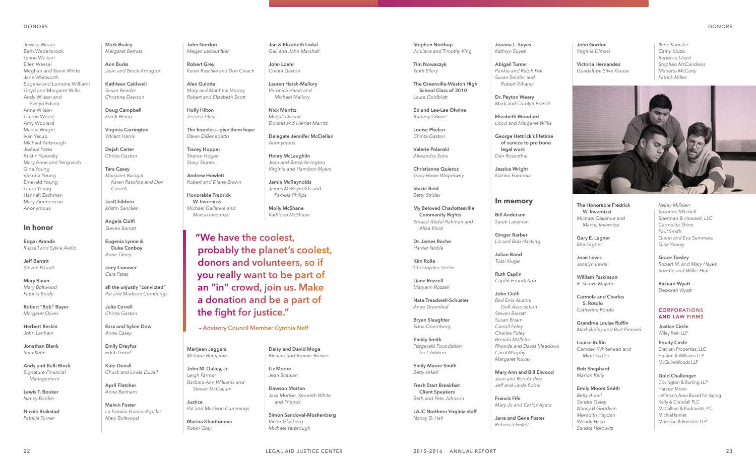Jessica Weare
Beth Wederbrook
Lynne Weikart
Ellen Wessel
Meghan and Kevin White
Jane Whitworth
Eugene and Lorraine Williams
Lloyd and Margaret Willis
Andy Wilson and Evelyn Edson
Anne Wilson
Lauren Wood
Amy Woolard
Marcia Wright
Ivan Yacub
Michael Yarbrough
Joshua Yates
Kristin Yavorsky
Mary Anne and Yergovich
Gina Young
Victoria Young
Emerald Young
Laura Young
Hannah Zachman
Mary Zimmerman
Anonymous

## In honor

**Edgar Aranda**
*Russell and Sylvia Aiello*

**Jeff Barratt**
*Steven Barratt*

**Mary Bauer**
*Mary Boltwood*
*Patricia Brady*

**Robert "Bob" Bayer**
*Margaret Oliver*

**Herbert Beskin**
*John Lanham*

**Jonathan Blank**
*Sara Kuhn*

**Andy and Kelli Block**
*Signature Financial Management*

**Lewis T. Booker**
*Nancy Booker*

**Nicole Brakstad**
*Patricia Turner*

**Mark Braley**
*Margaret Bemiss*

**Ann Burks**
*Jean and Breck Arrington*

**Kathleen Caldwell**
*Susan Bender*
*Christine Dawson*

**Doug Campbell**
*Frank Heintz*

**Virginia Carrington**
*Wlliam Harris*

**Dejah Carter**
*Chinta Gaston*

**Tara Casey**
*Margaret Bacigal*
*Karen Raschke and Don Creach*

**JustChildren**
*Kristin Sancken*

**Angela Ciolfi**
*Steven Barratt*

**Eugenia Lynne & Duke Conboy**
*Anne Tilney*

**Joey Conover**
*Cara Pates*

**all the unjustly "convicted"**
*Pat and Madison Cummings*

**Julie Correll**
*Chinta Gaston*

**Ezra and Sylvie Dow**
*Anne Casey*

**Emily Dreyfus**
*Edith Good*

**Kate Duvall**
*Chuck and Linda Duvall*

**April Fletcher**
*Anne Benham*

**Melvin Foster**
*La Familia Franco-Aguilar*
*Mary Boltwood*

**John Gordon**
*Megan Leboutillier*

**Robert Grey**
*Karen Raschke and Don Creach*

**Alex Gulotta**
*Mary and Matthew Murray*
*Robert and Elizabeth Scott*

**Holly Hilton**
*Jessica Tiller*

**The hopeless—give them hope**
*Dawn DiBenedetto*

**Tracey Hopper**
*Sharon Hogan*
*Stacy Stunes*

**Andrew Howlett**
*Robert and Diane Brown*

**Honorable Fredrick W. Invernizzi**
*Michael Gallahue and Marcia Invernizzi*

**Jan & Elizabeth Lodal**
*Gail and John Marshall*

**John Loehr**
*Chinta Gaston*

**Lauren Harsh-Mallory**
*Veronica Harsh and Michael Mallory*

**Nick Marritz**
*Magali Duzant*
*Donald and Harriet Marritz*

**Delegate Jennifer McClellan**
*Anonymous*

**Henry McLaughlin**
*Jean and Breck Arrington*
*Virginia and Hamilton Myers*

**Jamie McReynolds**
*James McReynolds and Pamela Philips*

**Molly McShane**
*Kathleen McShane*

> "We have the coolest, probably the planet's coolest, donors and volunteers, so if you really want to be part of an "in" crowd, join us. Make a donation and be a part of the fight for justice."
>
> - Advisory Council Member Cynthia Neff

**Marijean Jaggers**
*Melanie Benjamin*

**John M. Oakey, Jr.**
*Leigh Farmer*
*Barbara Ann Williams and Steven McCallum*

**Justice**
*Pat and Madison Cummings*

**Marina Kharitonova**
*Robin Gray*

**Daisy and David Moga**
*Richard and Bonnie Brewer*

**Liz Moore**
*Jean Scanlan*

**Dawson Morton**
*Jack Morton, Kenneth White and Friends*

**Simon Sandoval-Moshenberg**
*Victor Glasberg*
*Michael Yarbrough*

**Stephen Northup**
*Jo Liana and Timothy King*

**Tim Nowaczyk**
*Keith Ellery*

**The Greenville-Weston High School Class of 2010**
*Laura Goldblatt*

**Ed and Lee-Lee Olwine**
*Brittany Olwine*

**Louise Phelen**
*Chinta Gaston*

**Valerie Polanski**
*Alexandra Sova*

**Christianne Quieroz**
*Tracy Howe Wispelwey*

**Stacie Reid**
*Betty Strider*

**My Beloved Charlottesville Community Rights**
*Emaad Abdel-Rahman and Aliaa Khidr*

**Dr. James Roche**
*Harriet Noble*

**Kim Rolla**
*Christopher Seelie*

**Liane Rozzell**
*Maryann Rozzell*

**Nate Treadwell-Schuster**
*Anne Greenleaf*

**Bryan Slaughter**
*Edna Doernberg*

**Emiily Smith**
*Fitzgerald Foundation for Children*

**Emily Moore Smith**
*Betty Arkell*

**Fresh Start Breakfast Client Speakers**
*Beth and Pete Johnson*

**LAJC Northern Virginia staff**
*Nancy D. Hall*

**Joanna L. Suyes**
*Kathryn Suyes*

**Abigail Turner**
*Punkie and Ralph Feil*
*Susan Seidler and Robert Whaley*

**Dr. Peyton Weary**
*Mark and Carolyn Brandt*

**Elizabeth Woodard**
*Lloyd and Margaret Willis*

**George Hettrick's lifetime of service to pro bono legal work**
*Dan Rosenthal*

**Jessica Wright**
*Katrina Fontenla*

## In memory

**Bill Anderson**
*Sarah Lanzman*

**Ginger Barber**
*Liz and Bob Hacking*

**Julian Bond**
*Tussi Kluge*

**Ruth Caplin**
*Caplin Foundation*

**John Ciolfi**
*Bad Ems Alumni Golf Association*
*Steven Barratt*
*Susan Braun*
*Carroll Foley*
*Charles Foley*
*Brenda Mallette*
*Rhonda and David Meadows*
*Carol Murphy*
*Margaret Novak*

**Mary Ann and Bill Elwood**
*Jean and Ron Andres*
*Jeff and Linda Sobel*

**Francis Fife**
*Mary Jo and Carlos Ayers*

**Jane and Gene Foster**
*Rebecca Foster*

**John Gordon**
*Virginia Dimasi*

**Victoria Hernandez**
*Guadalupe Silva Krause*

*Ilene Kamsler*
*Cathy Kruzic*
*Rebecca Lloyd*
*Stephen McCandless*
*Marietta McCarty*
*Patrick Miller*

**The Honorable Fredrick W. Invernizzi**
*Michael Gallahue and Marcia Invernizzi*

**Gary E. Legner**
*Etta Legner*

**Joan Lewis**
*Jocelyn Lewis*

**William Parkinson**
*R. Shawn Majette*

**Carmela and Charles S. Rotolo**
*Catherine Rotolo*

**Grandma Louise Ruffin**
*Mark Braley and Burt Pinnock*

**Louise Ruffin**
*Camden Whitehead and Mimi Sadler*

**Bob Shephard**
*Marion Kelly*

**Emily Moore Smith**
*Betty Arkell*
*Sandra Galey*
*Nancy B Goodwin*
*Meredith Hayden*
*Wendy Hirsh*
*Sandra Horowitz*
*Kelley Milliken*
*Suzanne Mitchell*
*Sherman & Howard, LLC*
*Carmelita Shinn*
*Paul Smith*
*Glenn and Eva Summers*
*Gina Young*

**Grace Tinsley**
*Robert M. and Mary Hayes*
*Suzette and Willie Holt*

**Richard Wyatt**
*Deborah Wyatt*

## CORPORATIONS AND LAW FIRMS

**Justice Circle**
Wiley Rein LLP

**Equity Circle**
Clachan Properties, LLC
Hunton & Williams LLP
McGuireWoods LLP

**Gold Challenger**
Covington & Burling LLP
Harvest Moon
Jefferson Area Board for Aging
Kelly & Crandall PLC
McCallum & Kudravetz, P.C.
MichieHamlet
Morrison & Foerster LLP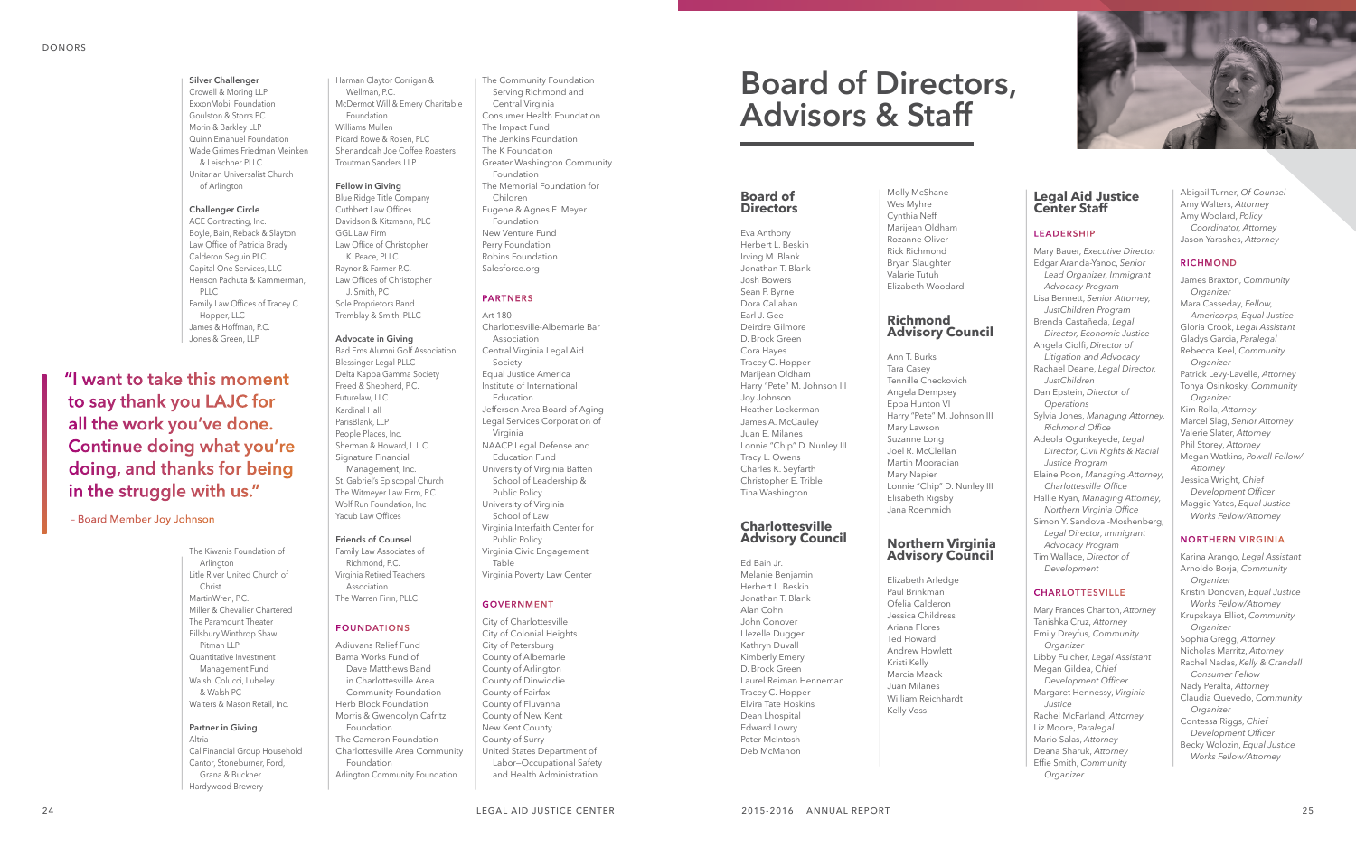DONORS

**Silver Challenger**
Crowell & Moring LLP
ExxonMobil Foundation
Goulston & Storrs PC
Morin & Barkley LLP
Quinn Emanuel Foundation
Wade Grimes Friedman Meinken & Leischner PLLC
Unitarian Universalist Church of Arlington

**Challenger Circle**
ACE Contracting, Inc.
Boyle, Bain, Reback & Slayton
Law Office of Patricia Brady
Calderon Seguin PLC
Capital One Services, LLC
Henson Pachuta & Kammerman, PLLC
Family Law Offices of Tracey C. Hopper, LLC
James & Hoffman, P.C.
Jones & Green, LLP

The Kiwanis Foundation of Arlington
Litle River United Church of Christ
MartinWren, P.C.
Miller & Chevalier Chartered
The Paramount Theater
Pillsbury Winthrop Shaw Pitman LLP
Quantitative Investment Management Fund
Walsh, Colucci, Lubeley & Walsh PC
Walters & Mason Retail, Inc.

**Partner in Giving**
Altria
Cal Financial Group Household
Cantor, Stoneburner, Ford, Grana & Buckner
Hardywood Brewery
Harman Claytor Corrigan & Wellman, P.C.
McDermot Will & Emery Charitable Foundation
Williams Mullen
Picard Rowe & Rosen, PLC
Shenandoah Joe Coffee Roasters
Troutman Sanders LLP

**Fellow in Giving**
Blue Ridge Title Company
Cuthbert Law Offices
Davidson & Kitzmann, PLC
GGL Law Firm
Law Office of Christopher K. Peace, PLLC
Raynor & Farmer P.C.
Law Offices of Christopher J. Smith, PC
Sole Proprietors Band
Tremblay & Smith, PLLC

**Advocate in Giving**
Bad Ems Alumni Golf Association
Blessinger Legal PLLC
Delta Kappa Gamma Society
Freed & Shepherd, P.C.
Futurelaw, LLC
Kardinal Hall
ParisBlank, LLP
People Places, Inc.
Sherman & Howard, L.L.C.
Signature Financial Management, Inc.
St. Gabriel's Episcopal Church
The Witmeyer Law Firm, P.C.
Wolf Run Foundation, Inc
Yacub Law Offices

**Friends of Counsel**
Family Law Associates of Richmond, P.C.
Virginia Retired Teachers Association
The Warren Firm, PLLC

**FOUNDATIONS**
Adiuvans Relief Fund
Bama Works Fund of Dave Matthews Band in Charlottesville Area Community Foundation
Herb Block Foundation
Morris & Gwendolyn Cafritz Foundation
The Cameron Foundation
Charlottesville Area Community Foundation
Arlington Community Foundation
The Community Foundation Serving Richmond and Central Virginia
Consumer Health Foundation
The Impact Fund
The Jenkins Foundation
The K Foundation
Greater Washington Community Foundation
The Memorial Foundation for Children
Eugene & Agnes E. Meyer Foundation
New Venture Fund
Perry Foundation
Robins Foundation
Salesforce.org

**PARTNERS**
Art 180
Charlottesville-Albemarle Bar Association
Central Virginia Legal Aid Society
Equal Justice America
Institute of International Education
Jefferson Area Board of Aging
Legal Services Corporation of Virginia
NAACP Legal Defense and Education Fund
University of Virginia Batten School of Leadership & Public Policy
University of Virginia School of Law
Virginia Interfaith Center for Public Policy
Virginia Civic Engagement Table
Virginia Poverty Law Center

**GOVERNMENT**
City of Charlottesville
City of Colonial Heights
City of Petersburg
County of Albemarle
County of Arlington
County of Dinwiddie
County of Fairfax
County of Fluvanna
County of New Kent
New Kent County
County of Surry
United States Department of Labor—Occupational Safety and Health Administration

> "I want to take this moment to say thank you LAJC for all the work you've done. Continue doing what you're doing, and thanks for being in the struggle with us."
>
> – Board Member Joy Johnson

# Board of Directors, Advisors & Staff

## Board of Directors

Eva Anthony
Herbert L. Beskin
Irving M. Blank
Jonathan T. Blank
Josh Bowers
Sean P. Byrne
Dora Callahan
Earl J. Gee
Deirdre Gilmore
D. Brock Green
Cora Hayes
Tracey C. Hopper
Marijean Oldham
Harry "Pete" M. Johnson III
Joy Johnson
Heather Lockerman
James A. McCauley
Juan E. Milanes
Lonnie "Chip" D. Nunley III
Tracy L. Owens
Charles K. Seyfarth
Christopher E. Trible
Tina Washington
Molly McShane
Wes Myhre
Cynthia Neff
Marijean Oldham
Rozanne Oliver
Rick Richmond
Bryan Slaughter
Valarie Tutuh
Elizabeth Woodard

## Richmond Advisory Council

Ann T. Burks
Tara Casey
Tennille Checkovich
Angela Dempsey
Eppa Hunton VI
Harry "Pete" M. Johnson III
Mary Lawson
Suzanne Long
Joel R. McClellan
Martin Mooradian
Mary Napier
Lonnie "Chip" D. Nunley III
Elisabeth Rigsby
Jana Roemmich

## Charlottesville Advisory Council

Ed Bain Jr.
Melanie Benjamin
Herbert L. Beskin
Jonathan T. Blank
Alan Cohn
John Conover
Llezelle Dugger
Kathryn Duvall
Kimberly Emery
D. Brock Green
Laurel Reiman Henneman
Tracey C. Hopper
Elvira Tate Hoskins
Dean Lhospital
Edward Lowry
Peter McIntosh
Deb McMahon

## Northern Virginia Advisory Council

Elizabeth Arledge
Paul Brinkman
Ofelia Calderon
Jessica Childress
Ariana Flores
Ted Howard
Andrew Howlett
Kristi Kelly
Marcia Maack
Juan Milanes
William Reichhardt
Kelly Voss

## Legal Aid Justice Center Staff

### LEADERSHIP

Mary Bauer, *Executive Director*
Edgar Aranda-Yanoc, *Senior Lead Organizer, Immigrant Advocacy Program*
Lisa Bennett, *Senior Attorney, JustChildren Program*
Brenda Castañeda, *Legal Director, Economic Justice*
Angela Ciolfi, *Director of Litigation and Advocacy*
Rachael Deane, *Legal Director, JustChildren*
Dan Epstein, *Director of Operations*
Sylvia Jones, *Managing Attorney, Richmond Office*
Adeola Ogunkeyede, *Legal Director, Civil Rights & Racial Justice Program*
Elaine Poon, *Managing Attorney, Charlottesville Office*
Hallie Ryan, *Managing Attorney, Northern Virginia Office*
Simon Y. Sandoval-Moshenberg, *Legal Director, Immigrant Advocacy Program*
Tim Wallace, *Director of Development*

### CHARLOTTESVILLE

Mary Frances Charlton, *Attorney*
Tanishka Cruz, *Attorney*
Emily Dreyfus, *Community Organizer*
Libby Fulcher, *Legal Assistant*
Megan Gildea, *Chief Development Officer*
Margaret Hennessy, *Virginia Justice*
Rachel McFarland, *Attorney*
Liz Moore, *Paralegal*
Mario Salas, *Attorney*
Deana Sharuk, *Attorney*
Effie Smith, *Community Organizer*
Abigail Turner, *Of Counsel*
Amy Walters, *Attorney*
Amy Woolard, *Policy Coordinator, Attorney*
Jason Yarashes, *Attorney*

### RICHMOND

James Braxton, *Community Organizer*
Mara Casseday, *Fellow, Americorps, Equal Justice*
Gloria Crook, *Legal Assistant*
Gladys Garcia, *Paralegal*
Rebecca Keel, *Community Organizer*
Patrick Levy-Lavelle, *Attorney*
Tonya Osinkosky, *Community Organizer*
Kim Rolla, *Attorney*
Marcel Slag, *Senior Attorney*
Valerie Slater, *Attorney*
Phil Storey, *Attorney*
Megan Watkins, *Powell Fellow/ Attorney*
Jessica Wright, *Chief Development Officer*
Maggie Yates, *Equal Justice Works Fellow/Attorney*

### NORTHERN VIRGINIA

Karina Arango, *Legal Assistant*
Arnoldo Borja, *Community Organizer*
Kristin Donovan, *Equal Justice Works Fellow/Attorney*
Krupskaya Elliot, *Community Organizer*
Sophia Gregg, *Attorney*
Nicholas Marritz, *Attorney*
Rachel Nadas, *Kelly & Crandall Consumer Fellow*
Nady Peralta, *Attorney*
Claudia Quevedo, *Community Organizer*
Contessa Riggs, *Chief Development Officer*
Becky Wolozin, *Equal Justice Works Fellow/Attorney*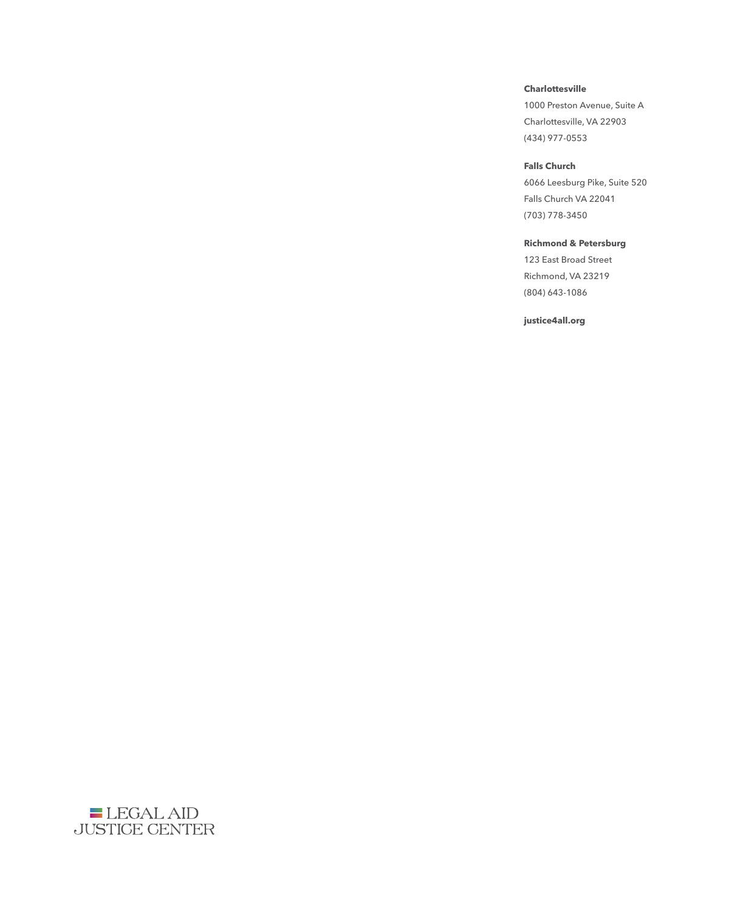**Charlottesville**
1000 Preston Avenue, Suite A
Charlottesville, VA 22903
(434) 977-0553

**Falls Church**
6066 Leesburg Pike, Suite 520
Falls Church VA 22041
(703) 778-3450

**Richmond & Petersburg**
123 East Broad Street
Richmond, VA 23219
(804) 643-1086

**justice4all.org**

LEGAL AID
JUSTICE CENTER